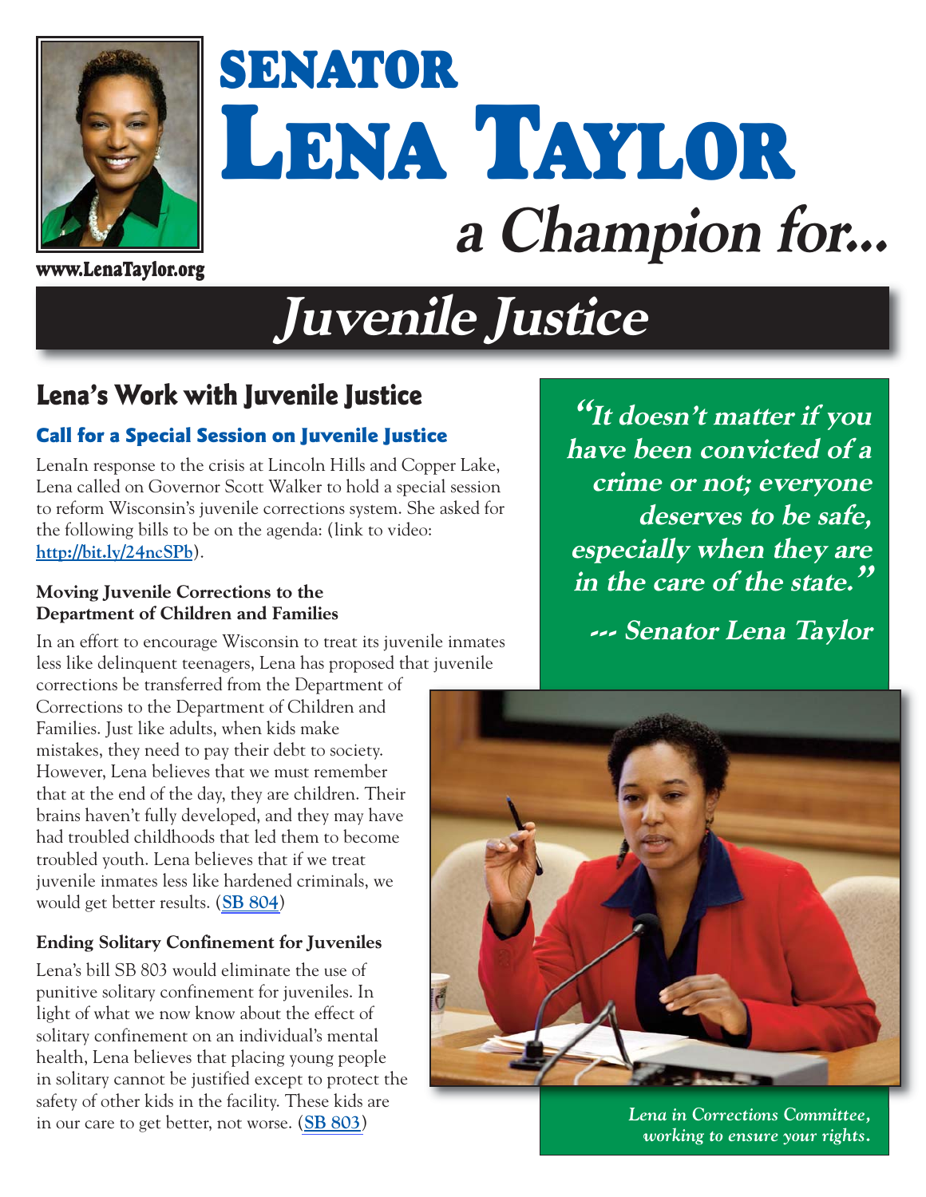www.LenaTaylor.org

# SENATOR LENA TAYLOR a Champion for...

# *Juvenile Justice*

## Lena's Work with Juvenile Justice

### Call for a Special Session on Juvenile Justice

LenaIn response to the crisis at Lincoln Hills and Copper Lake, Lena called on Governor Scott Walker to hold a special session to reform Wisconsin's juvenile corrections system. She asked for the following bills to be on the agenda: (link to video: http://bit.ly/24ncSPb).

**Moving Juvenile Corrections to the Department of Children and Families**

In an effort to encourage Wisconsin to treat its juvenile inmates less like delinquent teenagers, Lena has proposed that juvenile corrections be transferred from the Department of Corrections to the Department of Children and Families. Just like adults, when kids make mistakes, they need to pay their debt to society. However, Lena believes that we must remember that at the end of the day, they are children. Their brains haven't fully developed, and they may have had troubled childhoods that led them to become troubled youth. Lena believes that if we treat juvenile inmates less like hardened criminals, we would get better results. (SB 804)

**Ending Solitary Confinement for Juveniles**

Lena's bill SB 803 would eliminate the use of punitive solitary confinement for juveniles. In light of what we now know about the effect of solitary confinement on an individual's mental health, Lena believes that placing young people in solitary cannot be justified except to protect the safety of other kids in the facility. These kids are in our care to get better, not worse. (SB 803)

> ***"It doesn't matter if you have been convicted of a crime or not; everyone deserves to be safe, especially when they are in the care of the state."***
>
> ***--- Senator Lena Taylor***

*Lena in Corrections Committee, working to ensure your rights.*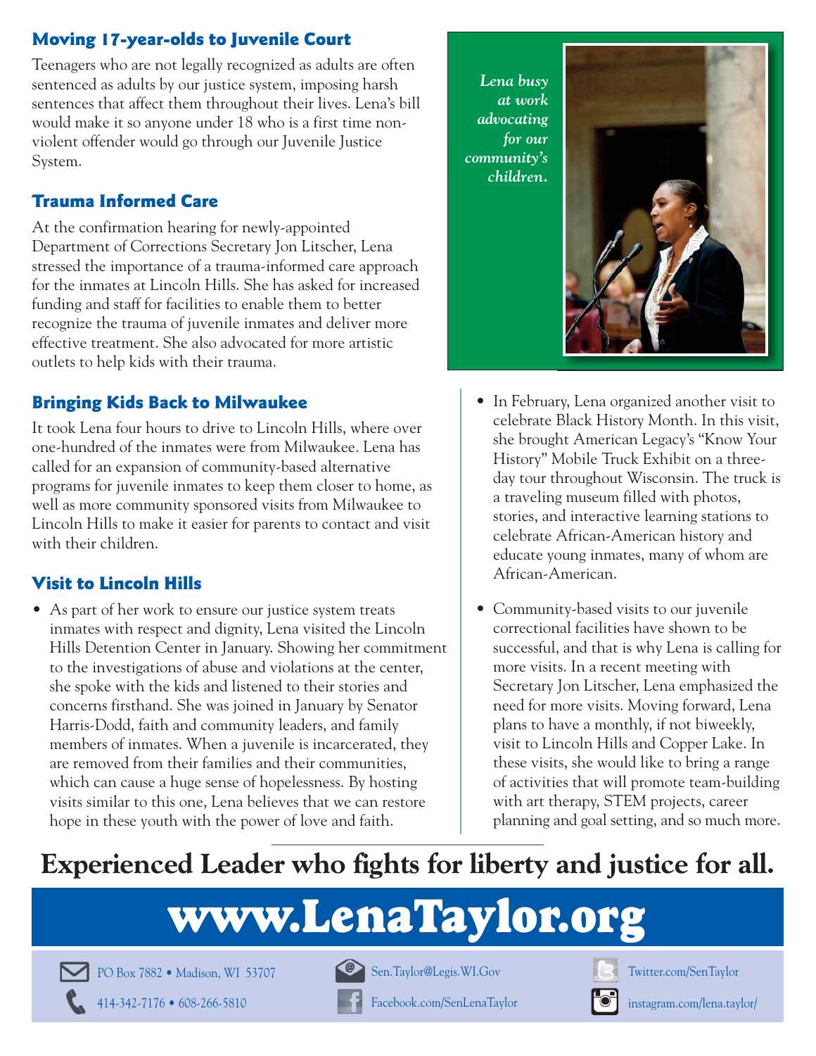## Moving 17-year-olds to Juvenile Court

Teenagers who are not legally recognized as adults are often sentenced as adults by our justice system, imposing harsh sentences that affect them throughout their lives. Lena's bill would make it so anyone under 18 who is a first time non-violent offender would go through our Juvenile Justice System.

## Trauma Informed Care

At the confirmation hearing for newly-appointed Department of Corrections Secretary Jon Litscher, Lena stressed the importance of a trauma-informed care approach for the inmates at Lincoln Hills. She has asked for increased funding and staff for facilities to enable them to better recognize the trauma of juvenile inmates and deliver more effective treatment. She also advocated for more artistic outlets to help kids with their trauma.

## Bringing Kids Back to Milwaukee

It took Lena four hours to drive to Lincoln Hills, where over one-hundred of the inmates were from Milwaukee. Lena has called for an expansion of community-based alternative programs for juvenile inmates to keep them closer to home, as well as more community sponsored visits from Milwaukee to Lincoln Hills to make it easier for parents to contact and visit with their children.

## Visit to Lincoln Hills

- As part of her work to ensure our justice system treats inmates with respect and dignity, Lena visited the Lincoln Hills Detention Center in January. Showing her commitment to the investigations of abuse and violations at the center, she spoke with the kids and listened to their stories and concerns firsthand. She was joined in January by Senator Harris-Dodd, faith and community leaders, and family members of inmates. When a juvenile is incarcerated, they are removed from their families and their communities, which can cause a huge sense of hopelessness. By hosting visits similar to this one, Lena believes that we can restore hope in these youth with the power of love and faith.

*Lena busy at work advocating for our community's children.*

- In February, Lena organized another visit to celebrate Black History Month. In this visit, she brought American Legacy's "Know Your History" Mobile Truck Exhibit on a three-day tour throughout Wisconsin. The truck is a traveling museum filled with photos, stories, and interactive learning stations to celebrate African-American history and educate young inmates, many of whom are African-American.
- Community-based visits to our juvenile correctional facilities have shown to be successful, and that is why Lena is calling for more visits. In a recent meeting with Secretary Jon Litscher, Lena emphasized the need for more visits. Moving forward, Lena plans to have a monthly, if not biweekly, visit to Lincoln Hills and Copper Lake. In these visits, she would like to bring a range of activities that will promote team-building with art therapy, STEM projects, career planning and goal setting, and so much more.

# Experienced Leader who fights for liberty and justice for all.

# www.LenaTaylor.org

PO Box 7882 • Madison, WI 53707

414-342-7176 • 608-266-5810

Sen.Taylor@Legis.WI.Gov

Facebook.com/SenLenaTaylor

Twitter.com/SenTaylor

instagram.com/lena.taylor/